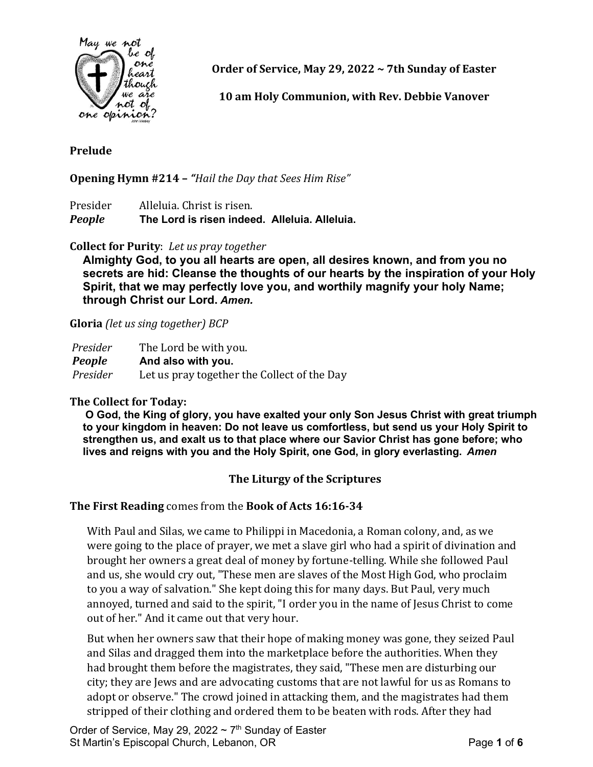**Order of Service, May 29, 2022 ~ 7th Sunday of Easter**

**10 am Holy Communion, with Rev. Debbie Vanover**

**Prelude**

**Opening Hymn #214 – *"Hail the Day that Sees Him Rise"***

Presider Alleluia. Christ is risen.
***People*** **The Lord is risen indeed. Alleluia. Alleluia.**

**Collect for Purity**: *Let us pray together*

**Almighty God, to you all hearts are open, all desires known, and from you no secrets are hid: Cleanse the thoughts of our hearts by the inspiration of your Holy Spirit, that we may perfectly love you, and worthily magnify your holy Name; through Christ our Lord. *Amen.***

**Gloria** *(let us sing together) BCP*

*Presider* The Lord be with you.
***People*** **And also with you.**
*Presider* Let us pray together the Collect of the Day

**The Collect for Today:**

**O God, the King of glory, you have exalted your only Son Jesus Christ with great triumph to your kingdom in heaven: Do not leave us comfortless, but send us your Holy Spirit to strengthen us, and exalt us to that place where our Savior Christ has gone before; who lives and reigns with you and the Holy Spirit, one God, in glory everlasting. *Amen***

## The Liturgy of the Scriptures

**The First Reading** comes from the **Book of Acts 16:16-34**

With Paul and Silas, we came to Philippi in Macedonia, a Roman colony, and, as we were going to the place of prayer, we met a slave girl who had a spirit of divination and brought her owners a great deal of money by fortune-telling. While she followed Paul and us, she would cry out, "These men are slaves of the Most High God, who proclaim to you a way of salvation." She kept doing this for many days. But Paul, very much annoyed, turned and said to the spirit, "I order you in the name of Jesus Christ to come out of her." And it came out that very hour.

But when her owners saw that their hope of making money was gone, they seized Paul and Silas and dragged them into the marketplace before the authorities. When they had brought them before the magistrates, they said, "These men are disturbing our city; they are Jews and are advocating customs that are not lawful for us as Romans to adopt or observe." The crowd joined in attacking them, and the magistrates had them stripped of their clothing and ordered them to be beaten with rods. After they had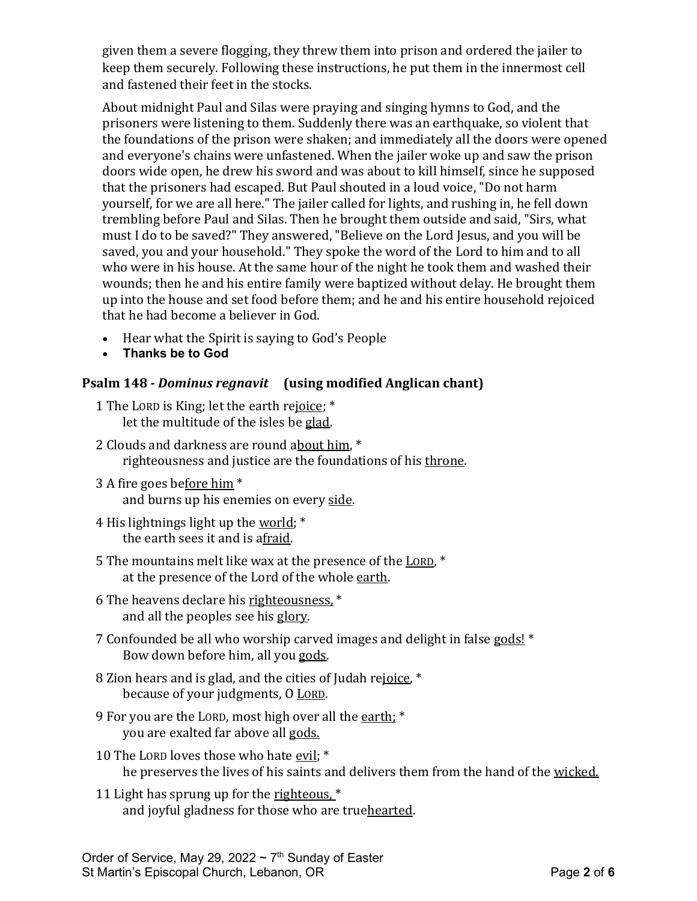given them a severe flogging, they threw them into prison and ordered the jailer to keep them securely. Following these instructions, he put them in the innermost cell and fastened their feet in the stocks.

About midnight Paul and Silas were praying and singing hymns to God, and the prisoners were listening to them. Suddenly there was an earthquake, so violent that the foundations of the prison were shaken; and immediately all the doors were opened and everyone's chains were unfastened. When the jailer woke up and saw the prison doors wide open, he drew his sword and was about to kill himself, since he supposed that the prisoners had escaped. But Paul shouted in a loud voice, "Do not harm yourself, for we are all here." The jailer called for lights, and rushing in, he fell down trembling before Paul and Silas. Then he brought them outside and said, "Sirs, what must I do to be saved?" They answered, "Believe on the Lord Jesus, and you will be saved, you and your household." They spoke the word of the Lord to him and to all who were in his house. At the same hour of the night he took them and washed their wounds; then he and his entire family were baptized without delay. He brought them up into the house and set food before them; and he and his entire household rejoiced that he had become a believer in God.

- Hear what the Spirit is saying to God's People
- **Thanks be to God**

### Psalm 148 - *Dominus regnavit* (using modified Anglican chant)

1 The LORD is King; let the earth re<u>joice</u>; *
  let the multitude of the isles be <u>glad</u>.

2 Clouds and darkness are round a<u>bout him</u>, *
  righteousness and justice are the foundations of his <u>throne</u>.

3 A fire goes be<u>fore him</u> *
  and burns up his enemies on every <u>side</u>.

4 His lightnings light up the <u>world</u>; *
  the earth sees it and is a<u>fraid</u>.

5 The mountains melt like wax at the presence of the <u>LORD</u>, *
  at the presence of the Lord of the whole <u>earth</u>.

6 The heavens declare his <u>righteousness,</u> *
  and all the peoples see his <u>glory</u>.

7 Confounded be all who worship carved images and delight in false <u>gods!</u> *
  Bow down before him, all you <u>gods</u>.

8 Zion hears and is glad, and the cities of Judah re<u>joice</u>, *
  because of your judgments, O <u>LORD</u>.

9 For you are the LORD, most high over all the <u>earth;</u> *
  you are exalted far above all <u>gods.</u>

10 The LORD loves those who hate <u>evil</u>; *
  he preserves the lives of his saints and delivers them from the hand of the <u>wicked.</u>

11 Light has sprung up for the <u>righteous,</u> *
  and joyful gladness for those who are true<u>hearted</u>.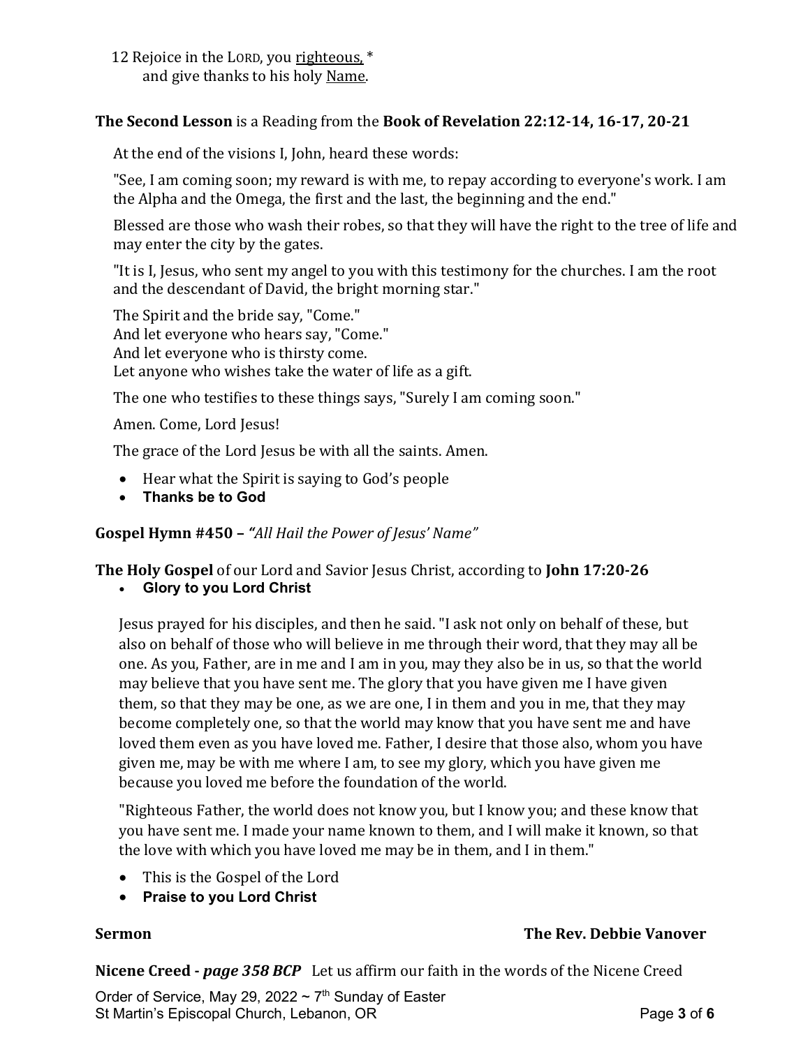12 Rejoice in the LORD, you righteous, *
  and give thanks to his holy Name.

**The Second Lesson** is a Reading from the **Book of Revelation 22:12-14, 16-17, 20-21**

At the end of the visions I, John, heard these words:

"See, I am coming soon; my reward is with me, to repay according to everyone's work. I am the Alpha and the Omega, the first and the last, the beginning and the end."

Blessed are those who wash their robes, so that they will have the right to the tree of life and may enter the city by the gates.

"It is I, Jesus, who sent my angel to you with this testimony for the churches. I am the root and the descendant of David, the bright morning star."

The Spirit and the bride say, "Come."
And let everyone who hears say, "Come."
And let everyone who is thirsty come.
Let anyone who wishes take the water of life as a gift.

The one who testifies to these things says, "Surely I am coming soon."

Amen. Come, Lord Jesus!

The grace of the Lord Jesus be with all the saints. Amen.

- Hear what the Spirit is saying to God's people
- **Thanks be to God**

**Gospel Hymn #450 –** ***"All Hail the Power of Jesus' Name"***

**The Holy Gospel** of our Lord and Savior Jesus Christ, according to **John 17:20-26**

- **Glory to you Lord Christ**

Jesus prayed for his disciples, and then he said. "I ask not only on behalf of these, but also on behalf of those who will believe in me through their word, that they may all be one. As you, Father, are in me and I am in you, may they also be in us, so that the world may believe that you have sent me. The glory that you have given me I have given them, so that they may be one, as we are one, I in them and you in me, that they may become completely one, so that the world may know that you have sent me and have loved them even as you have loved me. Father, I desire that those also, whom you have given me, may be with me where I am, to see my glory, which you have given me because you loved me before the foundation of the world.

"Righteous Father, the world does not know you, but I know you; and these know that you have sent me. I made your name known to them, and I will make it known, so that the love with which you have loved me may be in them, and I in them."

- This is the Gospel of the Lord
- **Praise to you Lord Christ**

**Sermon** **The Rev. Debbie Vanover**

**Nicene Creed -** ***page 358 BCP*** Let us affirm our faith in the words of the Nicene Creed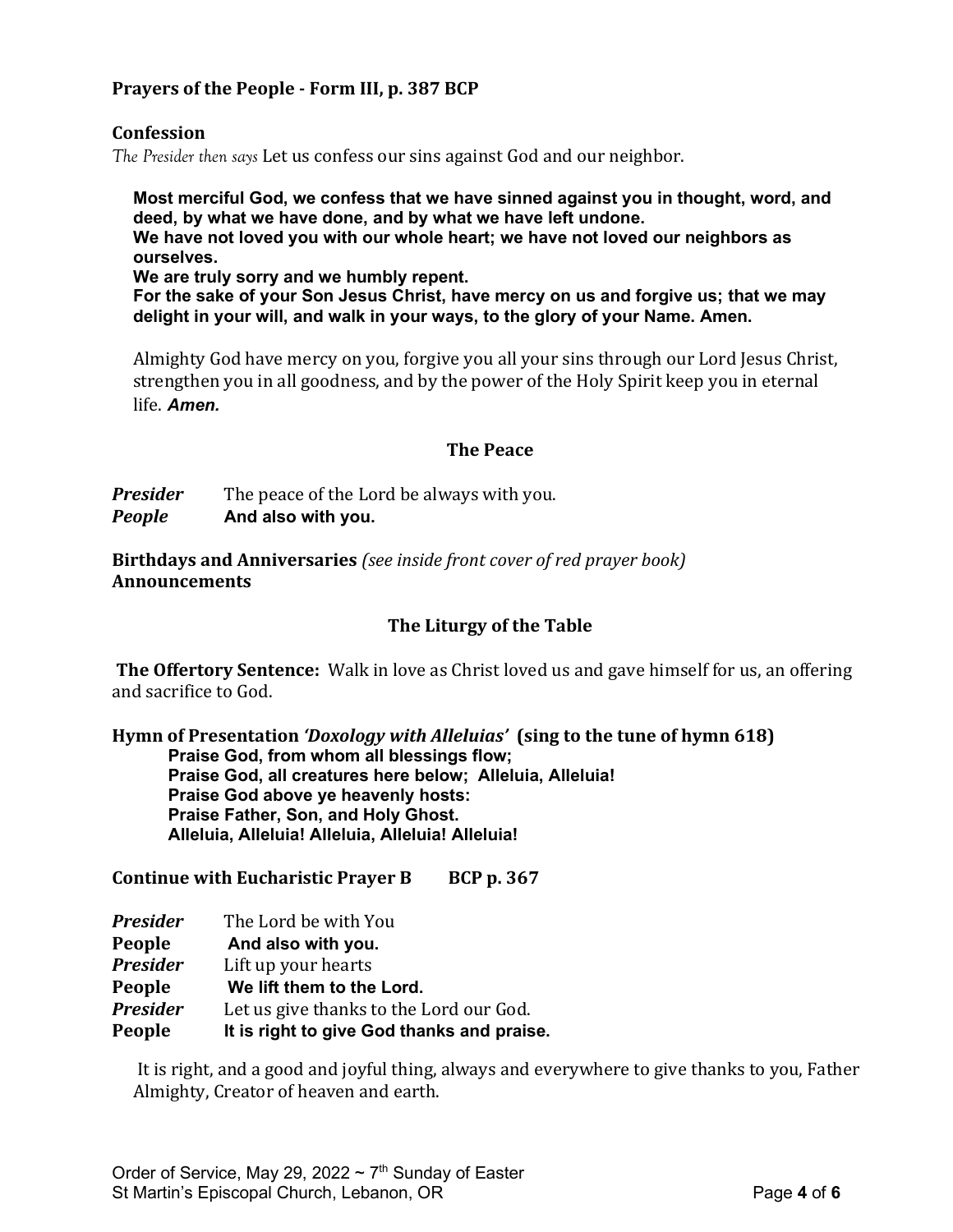**Prayers of the People - Form III, p. 387 BCP**

**Confession**

*The Presider then says* Let us confess our sins against God and our neighbor.

> **Most merciful God, we confess that we have sinned against you in thought, word, and deed, by what we have done, and by what we have left undone.**
> **We have not loved you with our whole heart; we have not loved our neighbors as ourselves.**
> **We are truly sorry and we humbly repent.**
> **For the sake of your Son Jesus Christ, have mercy on us and forgive us; that we may delight in your will, and walk in your ways, to the glory of your Name. Amen.**
>
> Almighty God have mercy on you, forgive you all your sins through our Lord Jesus Christ, strengthen you in all goodness, and by the power of the Holy Spirit keep you in eternal life. ***Amen.***

### The Peace

***Presider*** The peace of the Lord be always with you.
***People*** **And also with you.**

**Birthdays and Anniversaries** *(see inside front cover of red prayer book)*
**Announcements**

### The Liturgy of the Table

**The Offertory Sentence:** Walk in love as Christ loved us and gave himself for us, an offering and sacrifice to God.

**Hymn of Presentation *'Doxology with Alleluias'* (sing to the tune of hymn 618)**

> **Praise God, from whom all blessings flow;**
> **Praise God, all creatures here below; Alleluia, Alleluia!**
> **Praise God above ye heavenly hosts:**
> **Praise Father, Son, and Holy Ghost.**
> **Alleluia, Alleluia! Alleluia, Alleluia! Alleluia!**

**Continue with Eucharistic Prayer B BCP p. 367**

***Presider*** The Lord be with You
**People** **And also with you.**
***Presider*** Lift up your hearts
**People** **We lift them to the Lord.**
***Presider*** Let us give thanks to the Lord our God.
**People** **It is right to give God thanks and praise.**

> It is right, and a good and joyful thing, always and everywhere to give thanks to you, Father Almighty, Creator of heaven and earth.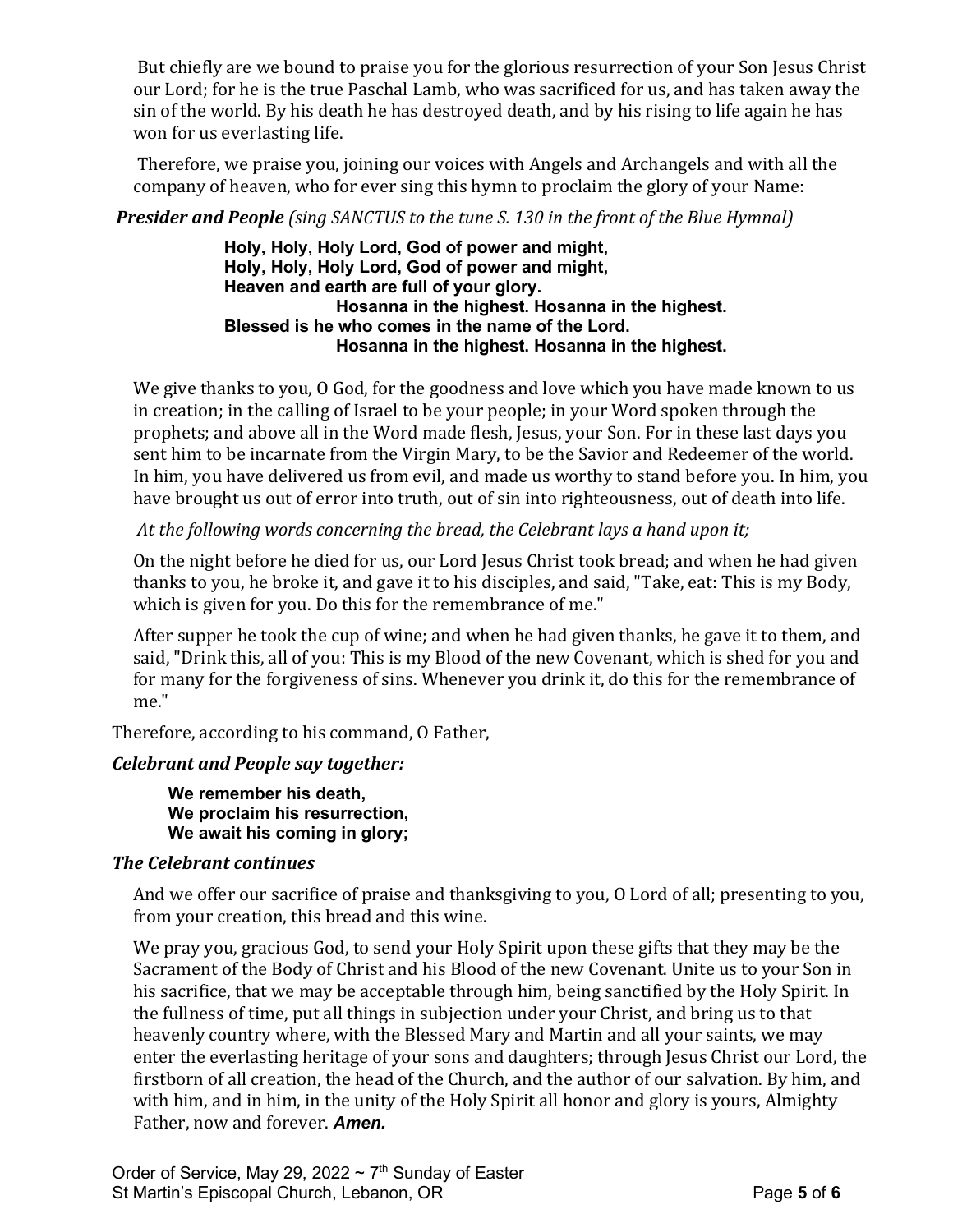But chiefly are we bound to praise you for the glorious resurrection of your Son Jesus Christ our Lord; for he is the true Paschal Lamb, who was sacrificed for us, and has taken away the sin of the world. By his death he has destroyed death, and by his rising to life again he has won for us everlasting life.

Therefore, we praise you, joining our voices with Angels and Archangels and with all the company of heaven, who for ever sing this hymn to proclaim the glory of your Name:

***Presider and People*** *(sing SANCTUS to the tune S. 130 in the front of the Blue Hymnal)*

**Holy, Holy, Holy Lord, God of power and might,**
**Holy, Holy, Holy Lord, God of power and might,**
**Heaven and earth are full of your glory.**
**Hosanna in the highest. Hosanna in the highest.**
**Blessed is he who comes in the name of the Lord.**
**Hosanna in the highest. Hosanna in the highest.**

We give thanks to you, O God, for the goodness and love which you have made known to us in creation; in the calling of Israel to be your people; in your Word spoken through the prophets; and above all in the Word made flesh, Jesus, your Son. For in these last days you sent him to be incarnate from the Virgin Mary, to be the Savior and Redeemer of the world. In him, you have delivered us from evil, and made us worthy to stand before you. In him, you have brought us out of error into truth, out of sin into righteousness, out of death into life.

*At the following words concerning the bread, the Celebrant lays a hand upon it;*

On the night before he died for us, our Lord Jesus Christ took bread; and when he had given thanks to you, he broke it, and gave it to his disciples, and said, "Take, eat: This is my Body, which is given for you. Do this for the remembrance of me."

After supper he took the cup of wine; and when he had given thanks, he gave it to them, and said, "Drink this, all of you: This is my Blood of the new Covenant, which is shed for you and for many for the forgiveness of sins. Whenever you drink it, do this for the remembrance of me."

Therefore, according to his command, O Father,

***Celebrant and People say together:***

**We remember his death,**
**We proclaim his resurrection,**
**We await his coming in glory;**

***The Celebrant continues***

And we offer our sacrifice of praise and thanksgiving to you, O Lord of all; presenting to you, from your creation, this bread and this wine.

We pray you, gracious God, to send your Holy Spirit upon these gifts that they may be the Sacrament of the Body of Christ and his Blood of the new Covenant. Unite us to your Son in his sacrifice, that we may be acceptable through him, being sanctified by the Holy Spirit. In the fullness of time, put all things in subjection under your Christ, and bring us to that heavenly country where, with the Blessed Mary and Martin and all your saints, we may enter the everlasting heritage of your sons and daughters; through Jesus Christ our Lord, the firstborn of all creation, the head of the Church, and the author of our salvation. By him, and with him, and in him, in the unity of the Holy Spirit all honor and glory is yours, Almighty Father, now and forever. ***Amen.***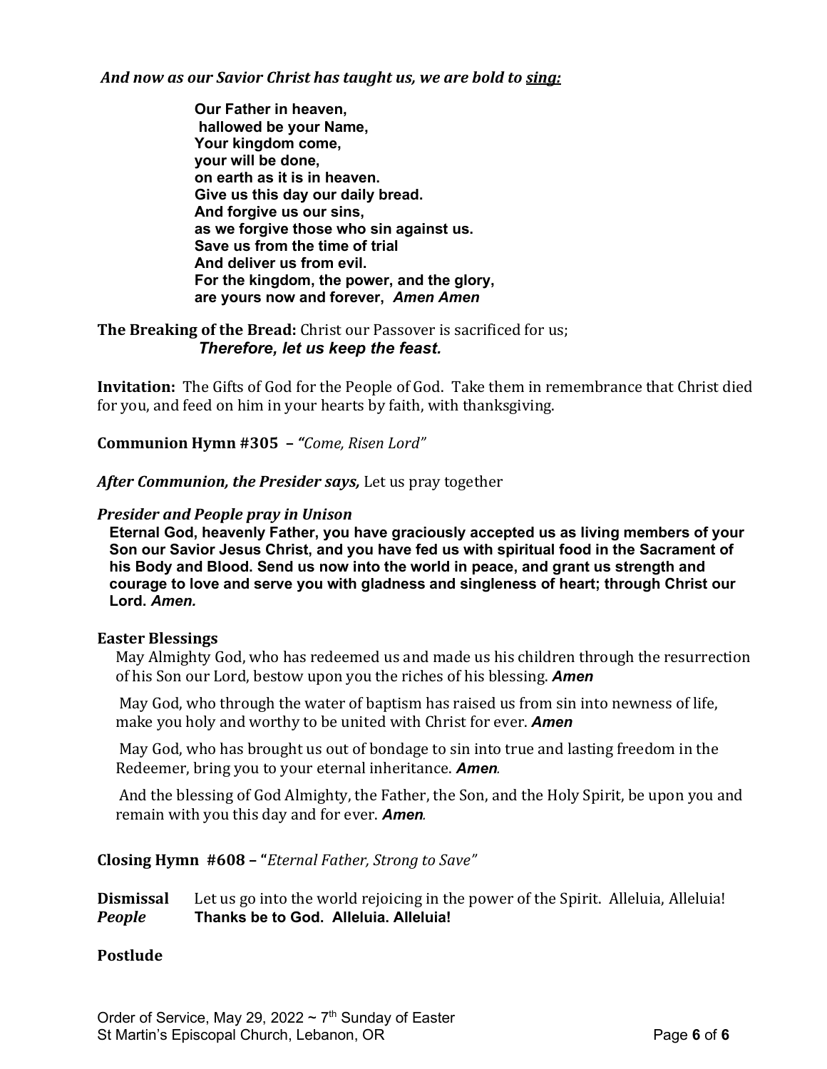*And now as our Savior Christ has taught us, we are bold to sing:*

**Our Father in heaven,**
**hallowed be your Name,**
**Your kingdom come,**
**your will be done,**
**on earth as it is in heaven.**
**Give us this day our daily bread.**
**And forgive us our sins,**
**as we forgive those who sin against us.**
**Save us from the time of trial**
**And deliver us from evil.**
**For the kingdom, the power, and the glory,**
**are yours now and forever, *Amen Amen***

**The Breaking of the Bread:** Christ our Passover is sacrificed for us;
***Therefore, let us keep the feast.***

**Invitation:** The Gifts of God for the People of God. Take them in remembrance that Christ died for you, and feed on him in your hearts by faith, with thanksgiving.

**Communion Hymn #305 –** *"Come, Risen Lord"*

***After Communion, the Presider says,*** Let us pray together

***Presider and People pray in Unison***

**Eternal God, heavenly Father, you have graciously accepted us as living members of your Son our Savior Jesus Christ, and you have fed us with spiritual food in the Sacrament of his Body and Blood. Send us now into the world in peace, and grant us strength and courage to love and serve you with gladness and singleness of heart; through Christ our Lord. *Amen.***

**Easter Blessings**

May Almighty God, who has redeemed us and made us his children through the resurrection of his Son our Lord, bestow upon you the riches of his blessing. ***Amen***

May God, who through the water of baptism has raised us from sin into newness of life, make you holy and worthy to be united with Christ for ever. ***Amen***

May God, who has brought us out of bondage to sin into true and lasting freedom in the Redeemer, bring you to your eternal inheritance. ***Amen.***

And the blessing of God Almighty, the Father, the Son, and the Holy Spirit, be upon you and remain with you this day and for ever. ***Amen.***

**Closing Hymn #608 – "***Eternal Father, Strong to Save"*

**Dismissal** Let us go into the world rejoicing in the power of the Spirit. Alleluia, Alleluia!
***People*** **Thanks be to God. Alleluia. Alleluia!**

**Postlude**

Order of Service, May 29, 2022 ~ 7th Sunday of Easter
St Martin's Episcopal Church, Lebanon, OR